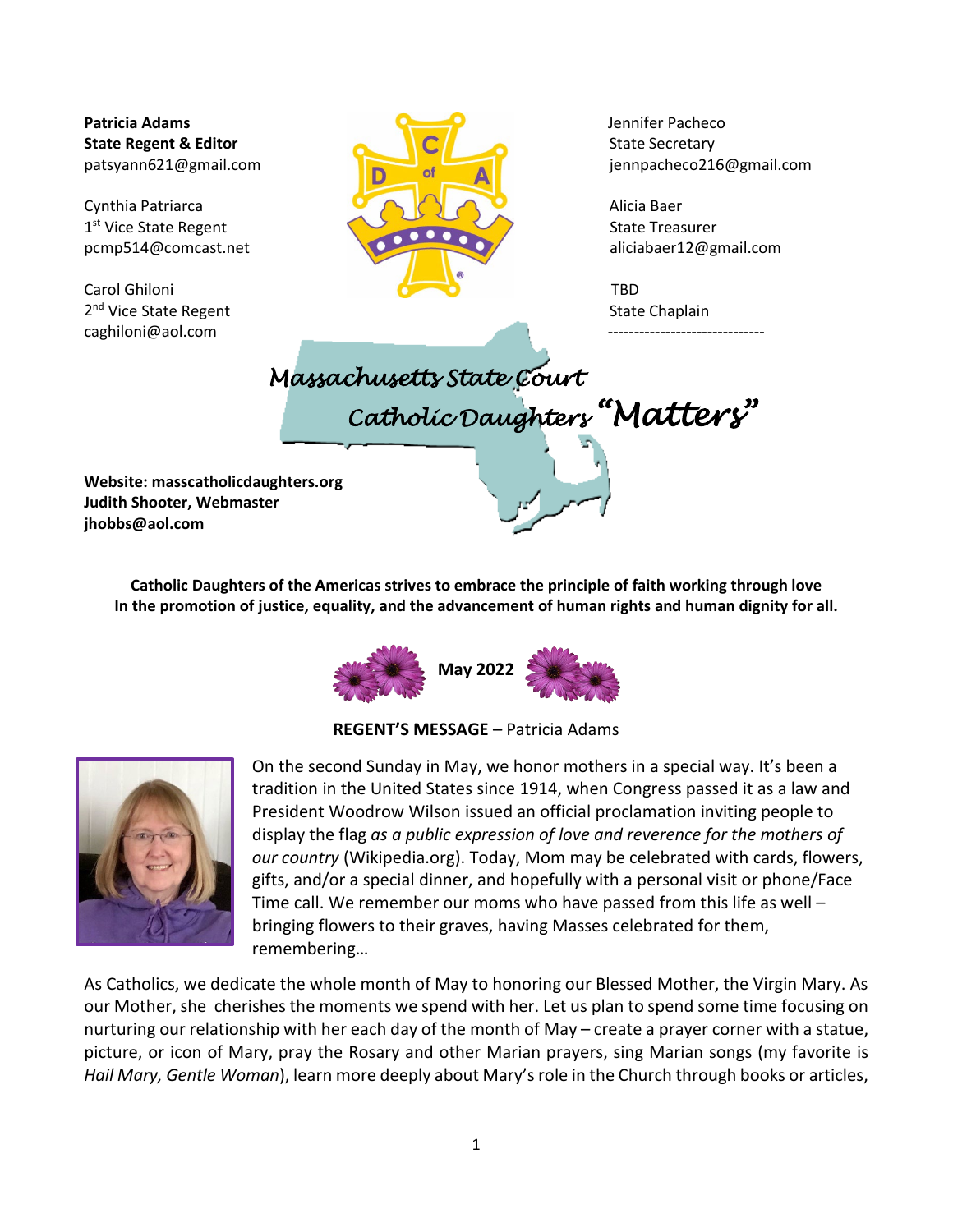**Patricia Adams**
**State Regent & Editor**
patsyann621@gmail.com

Cynthia Patriarca
1st Vice State Regent
pcmp514@comcast.net

Carol Ghiloni
2nd Vice State Regent
caghiloni@aol.com

Jennifer Pacheco
State Secretary
jennpacheco216@gmail.com

Alicia Baer
State Treasurer
aliciabaer12@gmail.com

TBD
State Chaplain

# Massachusetts State Court Catholic Daughters "Matters"

**Website:** **masscatholicdaughters.org**
**Judith Shooter, Webmaster**
**jhobbs@aol.com**

**Catholic Daughters of the Americas strives to embrace the principle of faith working through love In the promotion of justice, equality, and the advancement of human rights and human dignity for all.**

**May 2022**

**REGENT'S MESSAGE** – Patricia Adams

On the second Sunday in May, we honor mothers in a special way. It's been a tradition in the United States since 1914, when Congress passed it as a law and President Woodrow Wilson issued an official proclamation inviting people to display the flag *as a public expression of love and reverence for the mothers of our country* (Wikipedia.org). Today, Mom may be celebrated with cards, flowers, gifts, and/or a special dinner, and hopefully with a personal visit or phone/Face Time call. We remember our moms who have passed from this life as well – bringing flowers to their graves, having Masses celebrated for them, remembering…

As Catholics, we dedicate the whole month of May to honoring our Blessed Mother, the Virgin Mary. As our Mother, she cherishes the moments we spend with her. Let us plan to spend some time focusing on nurturing our relationship with her each day of the month of May – create a prayer corner with a statue, picture, or icon of Mary, pray the Rosary and other Marian prayers, sing Marian songs (my favorite is *Hail Mary, Gentle Woman*), learn more deeply about Mary's role in the Church through books or articles,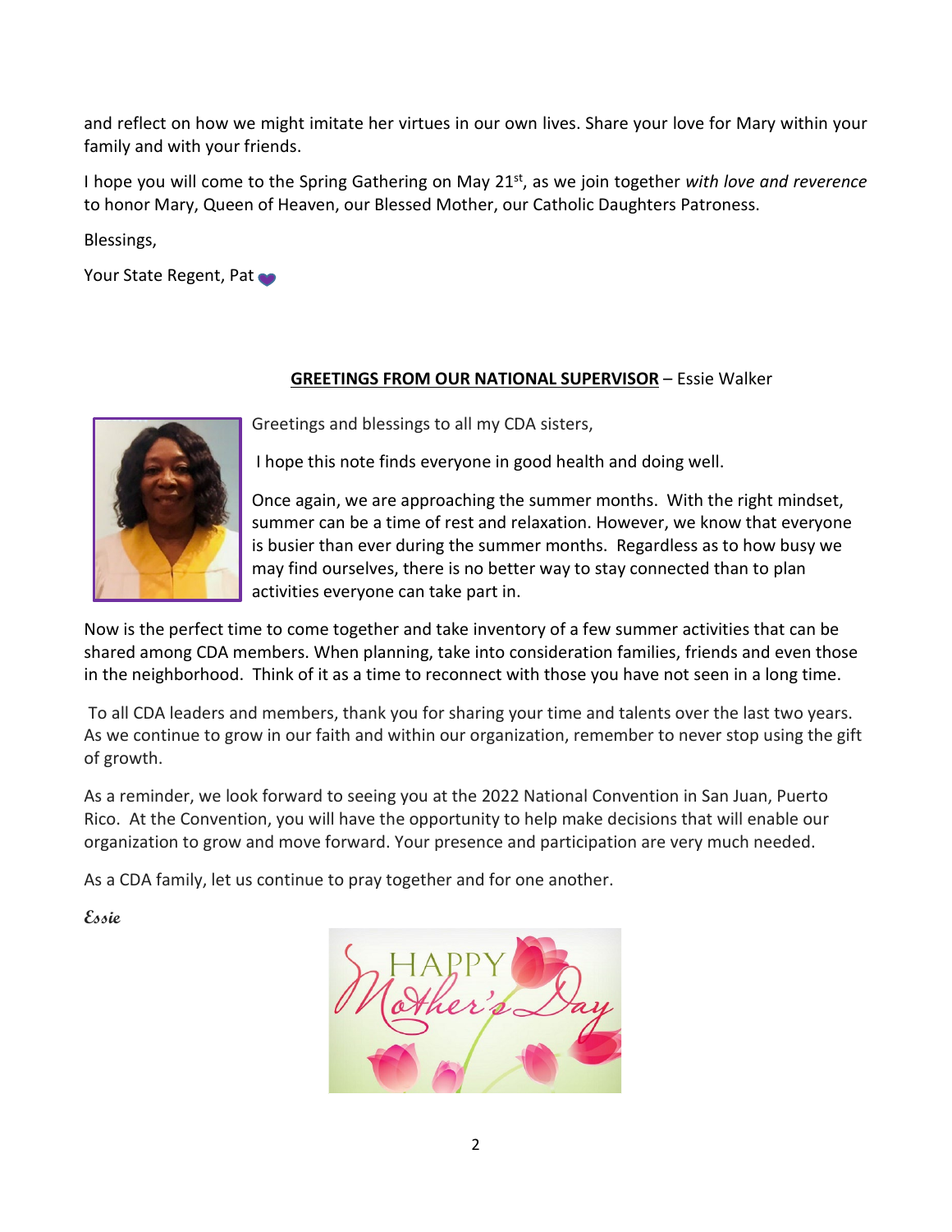and reflect on how we might imitate her virtues in our own lives. Share your love for Mary within your family and with your friends.

I hope you will come to the Spring Gathering on May 21st, as we join together *with love and reverence* to honor Mary, Queen of Heaven, our Blessed Mother, our Catholic Daughters Patroness.

Blessings,

Your State Regent, Pat

**GREETINGS FROM OUR NATIONAL SUPERVISOR** – Essie Walker

Greetings and blessings to all my CDA sisters,

I hope this note finds everyone in good health and doing well.

Once again, we are approaching the summer months. With the right mindset, summer can be a time of rest and relaxation. However, we know that everyone is busier than ever during the summer months. Regardless as to how busy we may find ourselves, there is no better way to stay connected than to plan activities everyone can take part in.

Now is the perfect time to come together and take inventory of a few summer activities that can be shared among CDA members. When planning, take into consideration families, friends and even those in the neighborhood. Think of it as a time to reconnect with those you have not seen in a long time.

To all CDA leaders and members, thank you for sharing your time and talents over the last two years. As we continue to grow in our faith and within our organization, remember to never stop using the gift of growth.

As a reminder, we look forward to seeing you at the 2022 National Convention in San Juan, Puerto Rico. At the Convention, you will have the opportunity to help make decisions that will enable our organization to grow and move forward. Your presence and participation are very much needed.

As a CDA family, let us continue to pray together and for one another.

*Essie*

HAPPY Mother's Day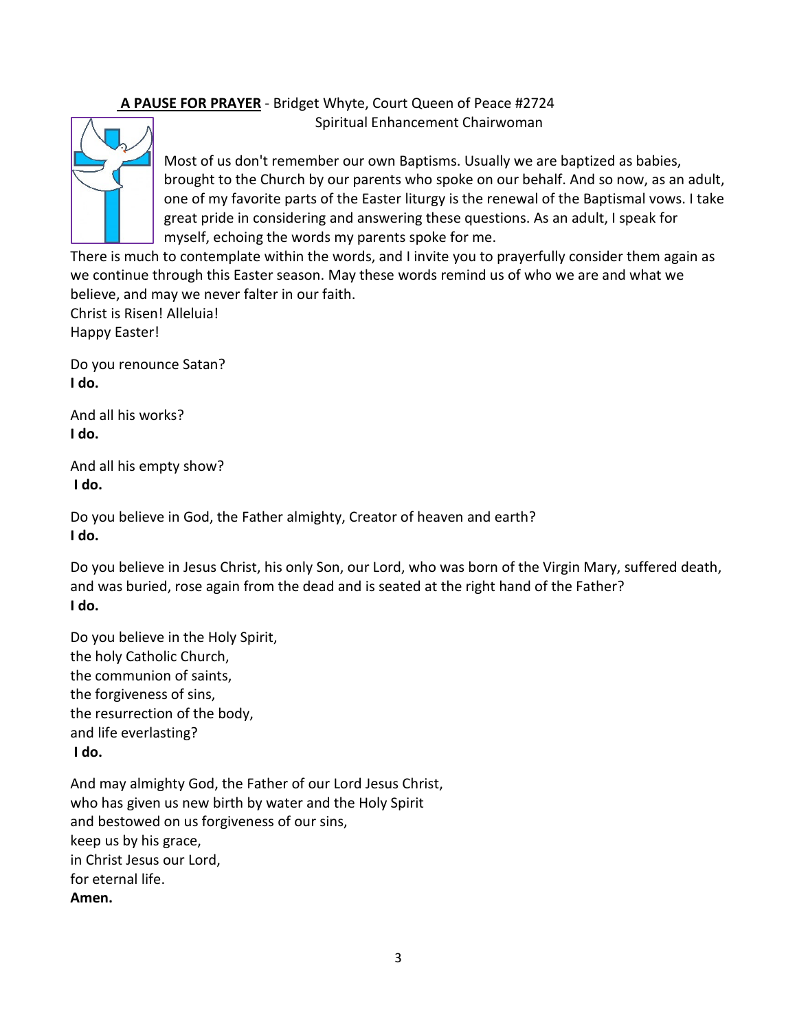**A PAUSE FOR PRAYER** - Bridget Whyte, Court Queen of Peace #2724
Spiritual Enhancement Chairwoman

Most of us don't remember our own Baptisms. Usually we are baptized as babies, brought to the Church by our parents who spoke on our behalf. And so now, as an adult, one of my favorite parts of the Easter liturgy is the renewal of the Baptismal vows. I take great pride in considering and answering these questions. As an adult, I speak for myself, echoing the words my parents spoke for me.

There is much to contemplate within the words, and I invite you to prayerfully consider them again as we continue through this Easter season. May these words remind us of who we are and what we believe, and may we never falter in our faith.

Christ is Risen! Alleluia!
Happy Easter!

Do you renounce Satan?
**I do.**

And all his works?
**I do.**

And all his empty show?
**I do.**

Do you believe in God, the Father almighty, Creator of heaven and earth?
**I do.**

Do you believe in Jesus Christ, his only Son, our Lord, who was born of the Virgin Mary, suffered death, and was buried, rose again from the dead and is seated at the right hand of the Father?
**I do.**

Do you believe in the Holy Spirit,
the holy Catholic Church,
the communion of saints,
the forgiveness of sins,
the resurrection of the body,
and life everlasting?
**I do.**

And may almighty God, the Father of our Lord Jesus Christ,
who has given us new birth by water and the Holy Spirit
and bestowed on us forgiveness of our sins,
keep us by his grace,
in Christ Jesus our Lord,
for eternal life.
**Amen.**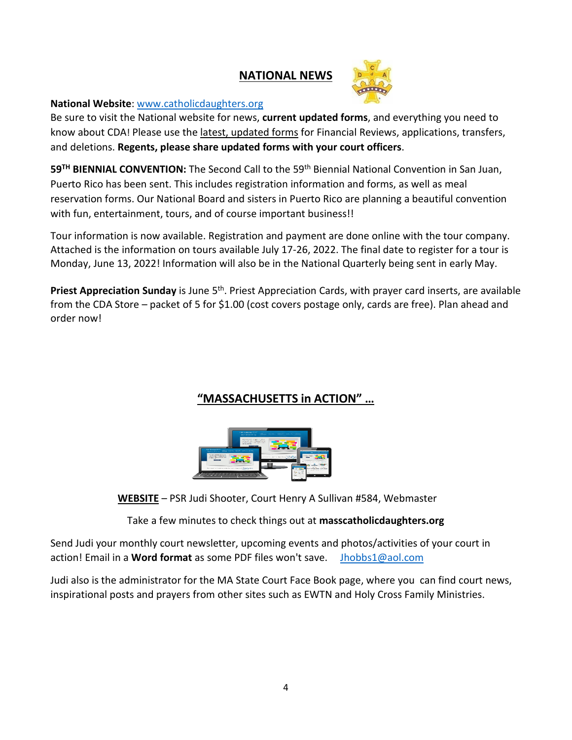## NATIONAL NEWS

**National Website**: www.catholicdaughters.org

Be sure to visit the National website for news, **current updated forms**, and everything you need to know about CDA! Please use the latest, updated forms for Financial Reviews, applications, transfers, and deletions. **Regents, please share updated forms with your court officers**.

**59TH BIENNIAL CONVENTION:** The Second Call to the 59th Biennial National Convention in San Juan, Puerto Rico has been sent. This includes registration information and forms, as well as meal reservation forms. Our National Board and sisters in Puerto Rico are planning a beautiful convention with fun, entertainment, tours, and of course important business!!

Tour information is now available. Registration and payment are done online with the tour company. Attached is the information on tours available July 17-26, 2022. The final date to register for a tour is Monday, June 13, 2022! Information will also be in the National Quarterly being sent in early May.

**Priest Appreciation Sunday** is June 5th. Priest Appreciation Cards, with prayer card inserts, are available from the CDA Store – packet of 5 for $1.00 (cost covers postage only, cards are free). Plan ahead and order now!

## "MASSACHUSETTS in ACTION" …

**WEBSITE** – PSR Judi Shooter, Court Henry A Sullivan #584, Webmaster

Take a few minutes to check things out at **masscatholicdaughters.org**

Send Judi your monthly court newsletter, upcoming events and photos/activities of your court in action! Email in a **Word format** as some PDF files won't save. Jhobbs1@aol.com

Judi also is the administrator for the MA State Court Face Book page, where you can find court news, inspirational posts and prayers from other sites such as EWTN and Holy Cross Family Ministries.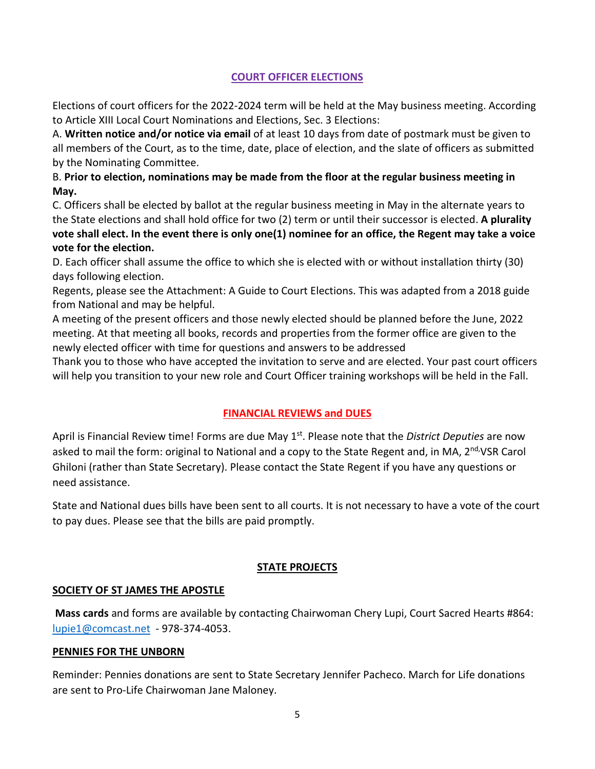## COURT OFFICER ELECTIONS

Elections of court officers for the 2022-2024 term will be held at the May business meeting. According to Article XIII Local Court Nominations and Elections, Sec. 3 Elections:

A. **Written notice and/or notice via email** of at least 10 days from date of postmark must be given to all members of the Court, as to the time, date, place of election, and the slate of officers as submitted by the Nominating Committee.

B. **Prior to election, nominations may be made from the floor at the regular business meeting in May.**

C. Officers shall be elected by ballot at the regular business meeting in May in the alternate years to the State elections and shall hold office for two (2) term or until their successor is elected. **A plurality vote shall elect. In the event there is only one(1) nominee for an office, the Regent may take a voice vote for the election.**

D. Each officer shall assume the office to which she is elected with or without installation thirty (30) days following election.

Regents, please see the Attachment: A Guide to Court Elections. This was adapted from a 2018 guide from National and may be helpful.

A meeting of the present officers and those newly elected should be planned before the June, 2022 meeting. At that meeting all books, records and properties from the former office are given to the newly elected officer with time for questions and answers to be addressed

Thank you to those who have accepted the invitation to serve and are elected. Your past court officers will help you transition to your new role and Court Officer training workshops will be held in the Fall.

## FINANCIAL REVIEWS and DUES

April is Financial Review time! Forms are due May 1st. Please note that the *District Deputies* are now asked to mail the form: original to National and a copy to the State Regent and, in MA, 2nd VSR Carol Ghiloni (rather than State Secretary). Please contact the State Regent if you have any questions or need assistance.

State and National dues bills have been sent to all courts. It is not necessary to have a vote of the court to pay dues. Please see that the bills are paid promptly.

## STATE PROJECTS

### SOCIETY OF ST JAMES THE APOSTLE

**Mass cards** and forms are available by contacting Chairwoman Chery Lupi, Court Sacred Hearts #864: lupie1@comcast.net - 978-374-4053.

### PENNIES FOR THE UNBORN

Reminder: Pennies donations are sent to State Secretary Jennifer Pacheco. March for Life donations are sent to Pro-Life Chairwoman Jane Maloney.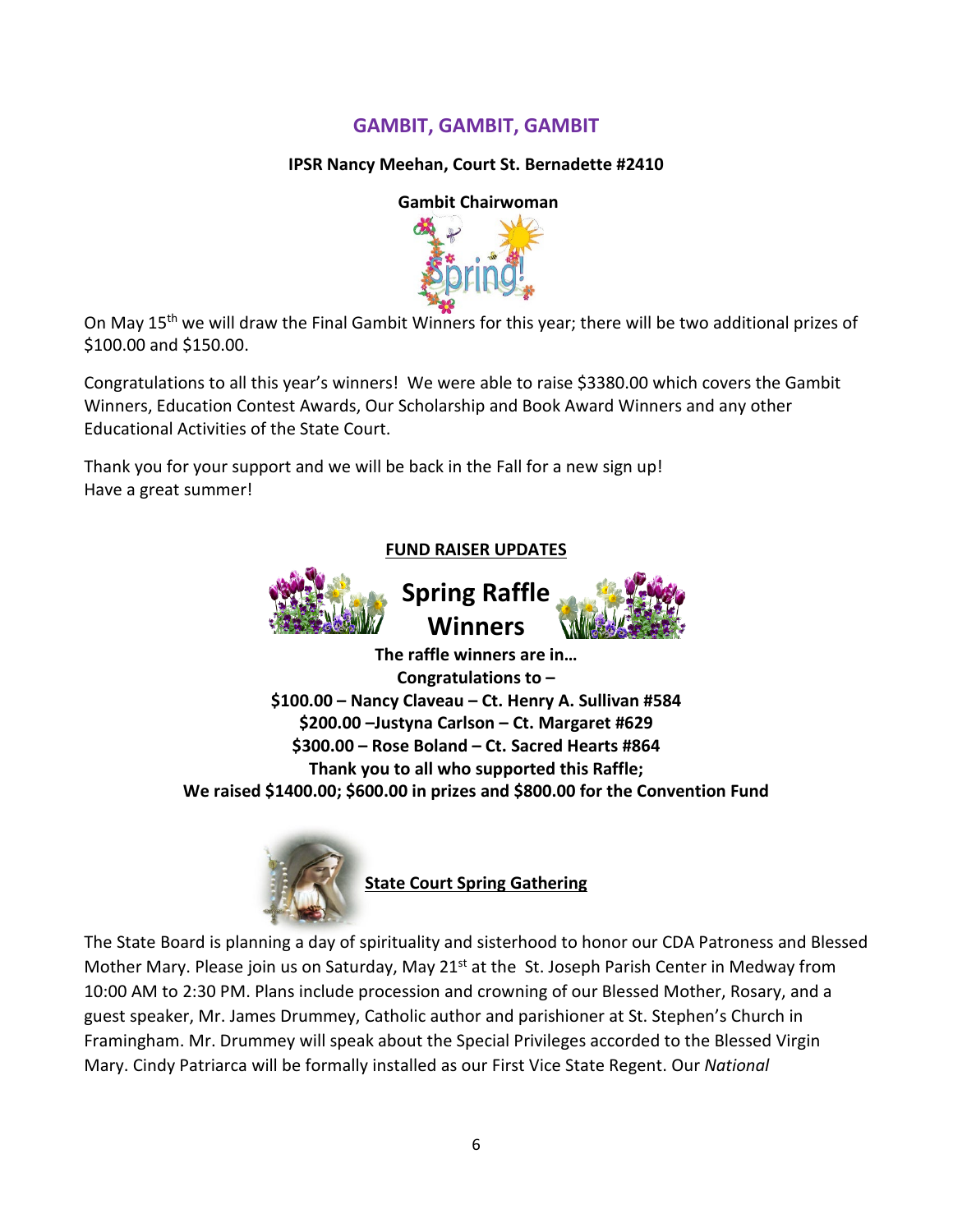## GAMBIT, GAMBIT, GAMBIT

**IPSR Nancy Meehan, Court St. Bernadette #2410**

**Gambit Chairwoman**

On May 15th we will draw the Final Gambit Winners for this year; there will be two additional prizes of $100.00 and $150.00.

Congratulations to all this year's winners! We were able to raise $3380.00 which covers the Gambit Winners, Education Contest Awards, Our Scholarship and Book Award Winners and any other Educational Activities of the State Court.

Thank you for your support and we will be back in the Fall for a new sign up!
Have a great summer!

### FUND RAISER UPDATES

## Spring Raffle Winners

**The raffle winners are in…**
**Congratulations to –**
**$100.00 – Nancy Claveau – Ct. Henry A. Sullivan #584**
**$200.00 –Justyna Carlson – Ct. Margaret #629**
**$300.00 – Rose Boland – Ct. Sacred Hearts #864**
**Thank you to all who supported this Raffle;**
**We raised $1400.00; $600.00 in prizes and $800.00 for the Convention Fund**

### State Court Spring Gathering

The State Board is planning a day of spirituality and sisterhood to honor our CDA Patroness and Blessed Mother Mary. Please join us on Saturday, May 21st at the St. Joseph Parish Center in Medway from 10:00 AM to 2:30 PM. Plans include procession and crowning of our Blessed Mother, Rosary, and a guest speaker, Mr. James Drummey, Catholic author and parishioner at St. Stephen's Church in Framingham. Mr. Drummey will speak about the Special Privileges accorded to the Blessed Virgin Mary. Cindy Patriarca will be formally installed as our First Vice State Regent. Our *National*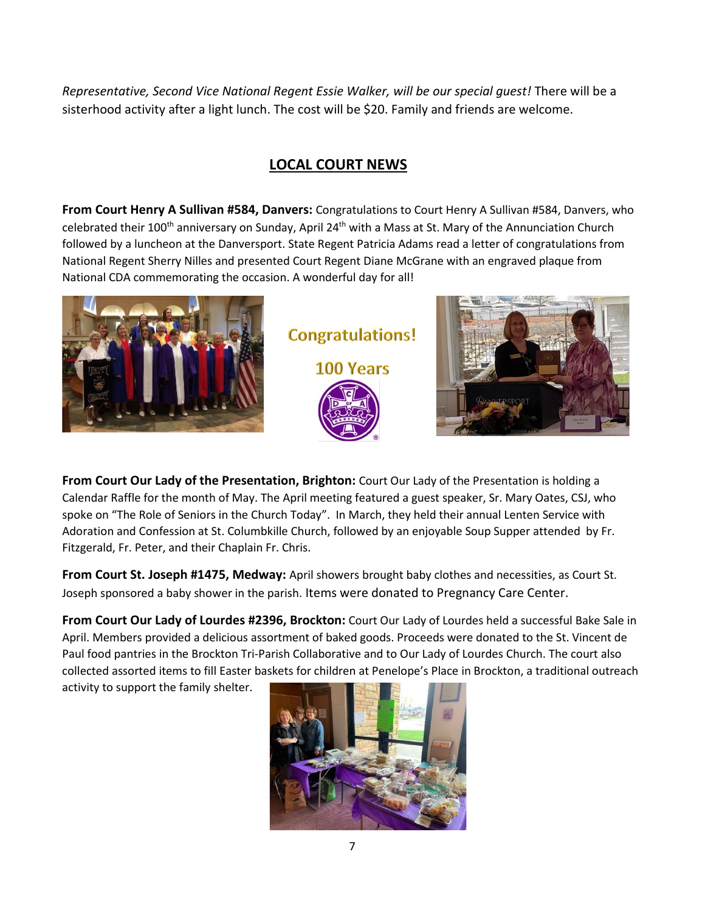*Representative, Second Vice National Regent Essie Walker, will be our special guest!* There will be a sisterhood activity after a light lunch. The cost will be $20. Family and friends are welcome.

## LOCAL COURT NEWS

**From Court Henry A Sullivan #584, Danvers:** Congratulations to Court Henry A Sullivan #584, Danvers, who celebrated their 100th anniversary on Sunday, April 24th with a Mass at St. Mary of the Annunciation Church followed by a luncheon at the Danversport. State Regent Patricia Adams read a letter of congratulations from National Regent Sherry Nilles and presented Court Regent Diane McGrane with an engraved plaque from National CDA commemorating the occasion. A wonderful day for all!

Congratulations!

100 Years

**From Court Our Lady of the Presentation, Brighton:** Court Our Lady of the Presentation is holding a Calendar Raffle for the month of May. The April meeting featured a guest speaker, Sr. Mary Oates, CSJ, who spoke on "The Role of Seniors in the Church Today". In March, they held their annual Lenten Service with Adoration and Confession at St. Columbkille Church, followed by an enjoyable Soup Supper attended by Fr. Fitzgerald, Fr. Peter, and their Chaplain Fr. Chris.

**From Court St. Joseph #1475, Medway:** April showers brought baby clothes and necessities, as Court St. Joseph sponsored a baby shower in the parish. Items were donated to Pregnancy Care Center.

**From Court Our Lady of Lourdes #2396, Brockton:** Court Our Lady of Lourdes held a successful Bake Sale in April. Members provided a delicious assortment of baked goods. Proceeds were donated to the St. Vincent de Paul food pantries in the Brockton Tri-Parish Collaborative and to Our Lady of Lourdes Church. The court also collected assorted items to fill Easter baskets for children at Penelope's Place in Brockton, a traditional outreach activity to support the family shelter.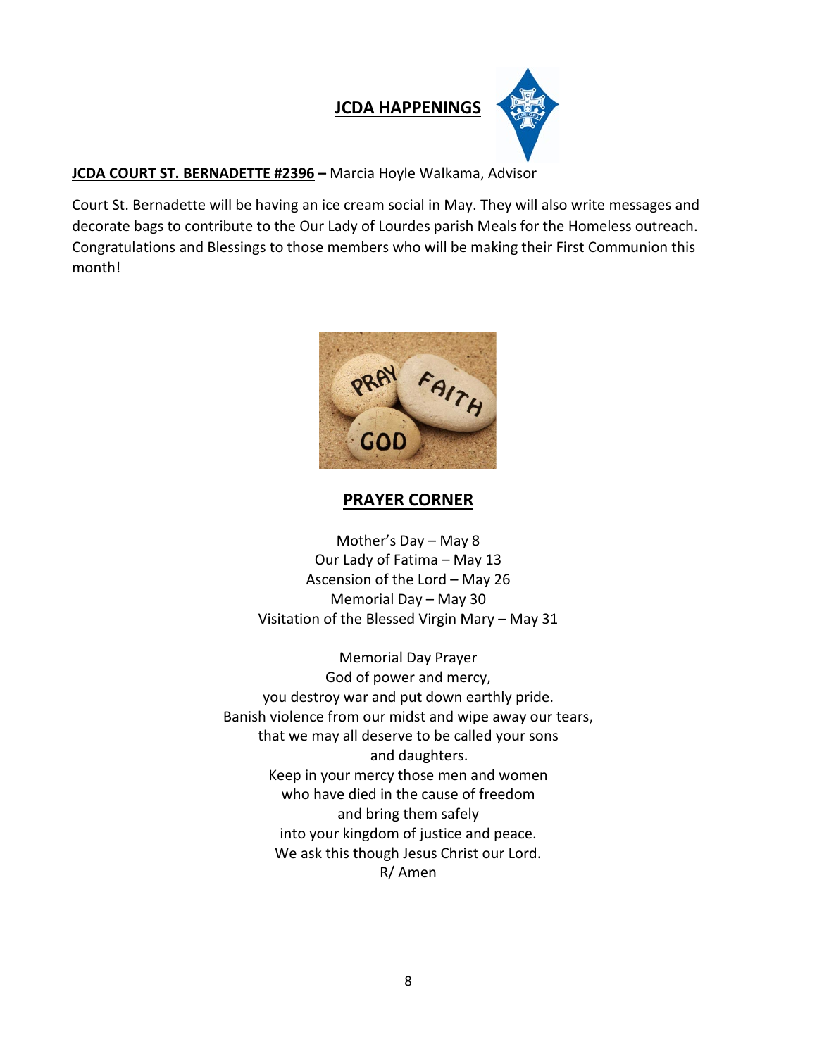## JCDA HAPPENINGS

**JCDA COURT ST. BERNADETTE #2396 –** Marcia Hoyle Walkama, Advisor

Court St. Bernadette will be having an ice cream social in May. They will also write messages and decorate bags to contribute to the Our Lady of Lourdes parish Meals for the Homeless outreach. Congratulations and Blessings to those members who will be making their First Communion this month!

## PRAYER CORNER

Mother's Day – May 8
Our Lady of Fatima – May 13
Ascension of the Lord – May 26
Memorial Day – May 30
Visitation of the Blessed Virgin Mary – May 31

Memorial Day Prayer
God of power and mercy,
you destroy war and put down earthly pride.
Banish violence from our midst and wipe away our tears,
that we may all deserve to be called your sons
and daughters.
Keep in your mercy those men and women
who have died in the cause of freedom
and bring them safely
into your kingdom of justice and peace.
We ask this though Jesus Christ our Lord.
R/ Amen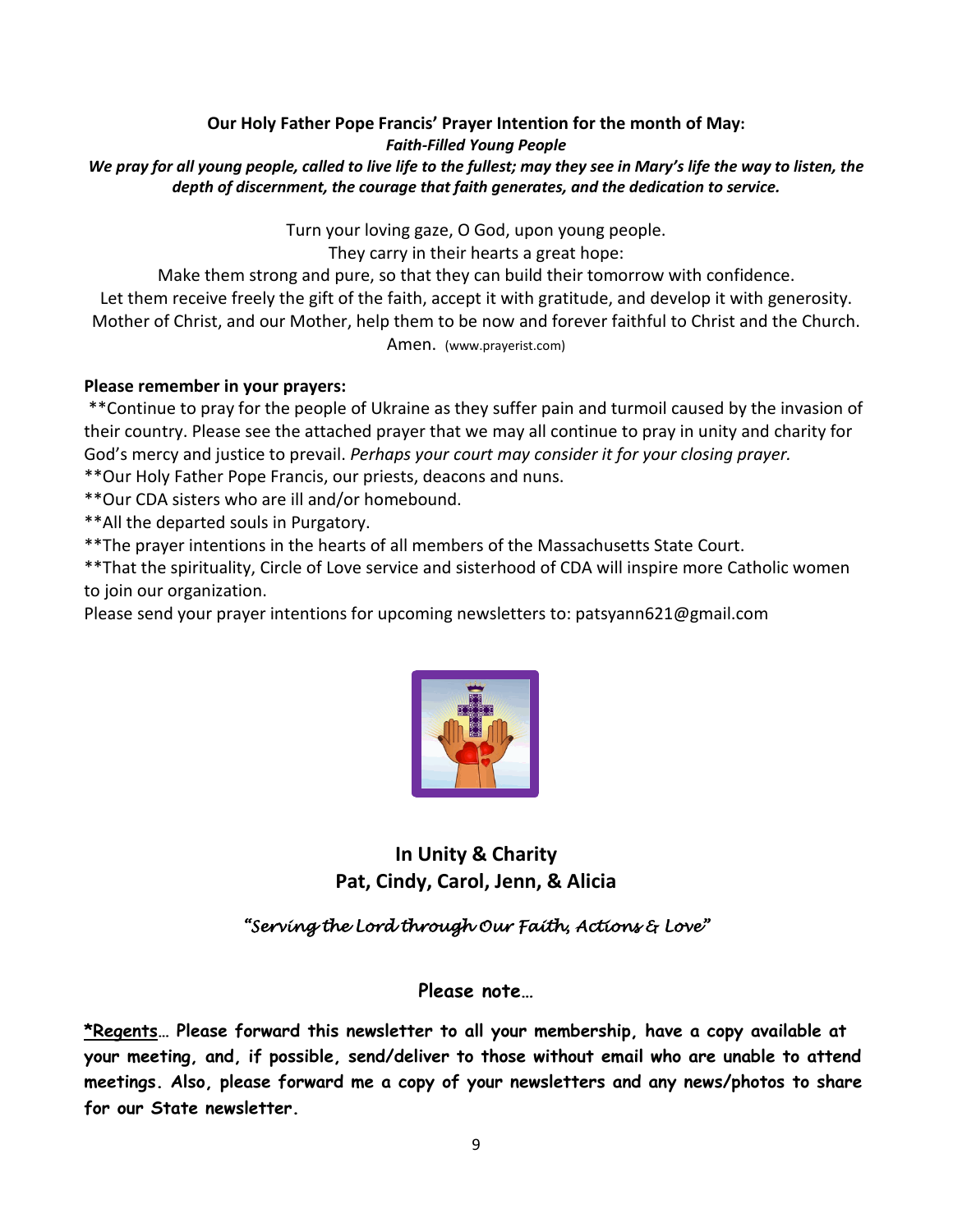**Our Holy Father Pope Francis' Prayer Intention for the month of May:**
***Faith-Filled Young People***
***We pray for all young people, called to live life to the fullest; may they see in Mary's life the way to listen, the depth of discernment, the courage that faith generates, and the dedication to service.***

Turn your loving gaze, O God, upon young people.
They carry in their hearts a great hope:
Make them strong and pure, so that they can build their tomorrow with confidence.
Let them receive freely the gift of the faith, accept it with gratitude, and develop it with generosity.
Mother of Christ, and our Mother, help them to be now and forever faithful to Christ and the Church.
Amen. (www.prayerist.com)

**Please remember in your prayers:**

**Continue to pray for the people of Ukraine as they suffer pain and turmoil caused by the invasion of their country. Please see the attached prayer that we may all continue to pray in unity and charity for God's mercy and justice to prevail. *Perhaps your court may consider it for your closing prayer.*
**Our Holy Father Pope Francis, our priests, deacons and nuns.
**Our CDA sisters who are ill and/or homebound.
**All the departed souls in Purgatory.
**The prayer intentions in the hearts of all members of the Massachusetts State Court.
**That the spirituality, Circle of Love service and sisterhood of CDA will inspire more Catholic women to join our organization.
Please send your prayer intentions for upcoming newsletters to: patsyann621@gmail.com

**In Unity & Charity**
**Pat, Cindy, Carol, Jenn, & Alicia**

*"Serving the Lord through Our Faith, Actions & Love"*

**Please note…**

**<u>*Regents</u>… Please forward this newsletter to all your membership, have a copy available at your meeting, and, if possible, send/deliver to those without email who are unable to attend meetings. Also, please forward me a copy of your newsletters and any news/photos to share for our State newsletter.**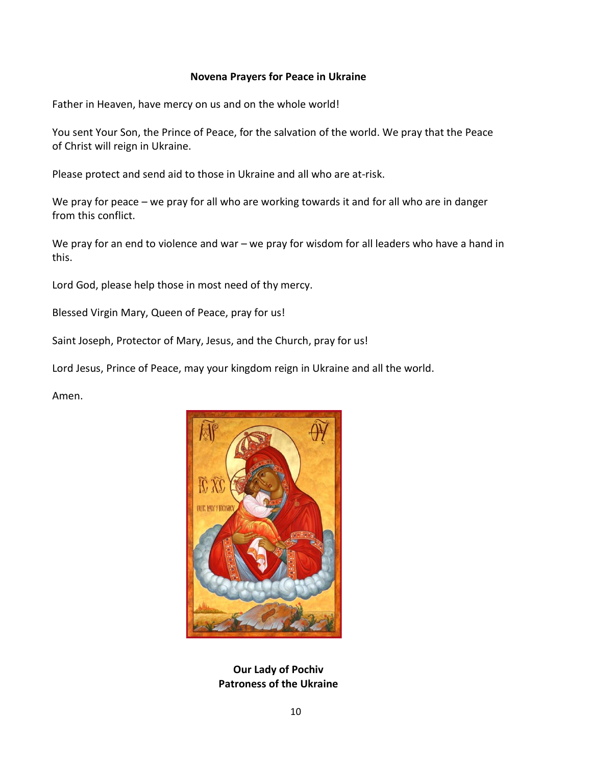**Novena Prayers for Peace in Ukraine**

Father in Heaven, have mercy on us and on the whole world!

You sent Your Son, the Prince of Peace, for the salvation of the world. We pray that the Peace of Christ will reign in Ukraine.

Please protect and send aid to those in Ukraine and all who are at-risk.

We pray for peace – we pray for all who are working towards it and for all who are in danger from this conflict.

We pray for an end to violence and war – we pray for wisdom for all leaders who have a hand in this.

Lord God, please help those in most need of thy mercy.

Blessed Virgin Mary, Queen of Peace, pray for us!

Saint Joseph, Protector of Mary, Jesus, and the Church, pray for us!

Lord Jesus, Prince of Peace, may your kingdom reign in Ukraine and all the world.

Amen.

**Our Lady of Pochiv**
**Patroness of the Ukraine**